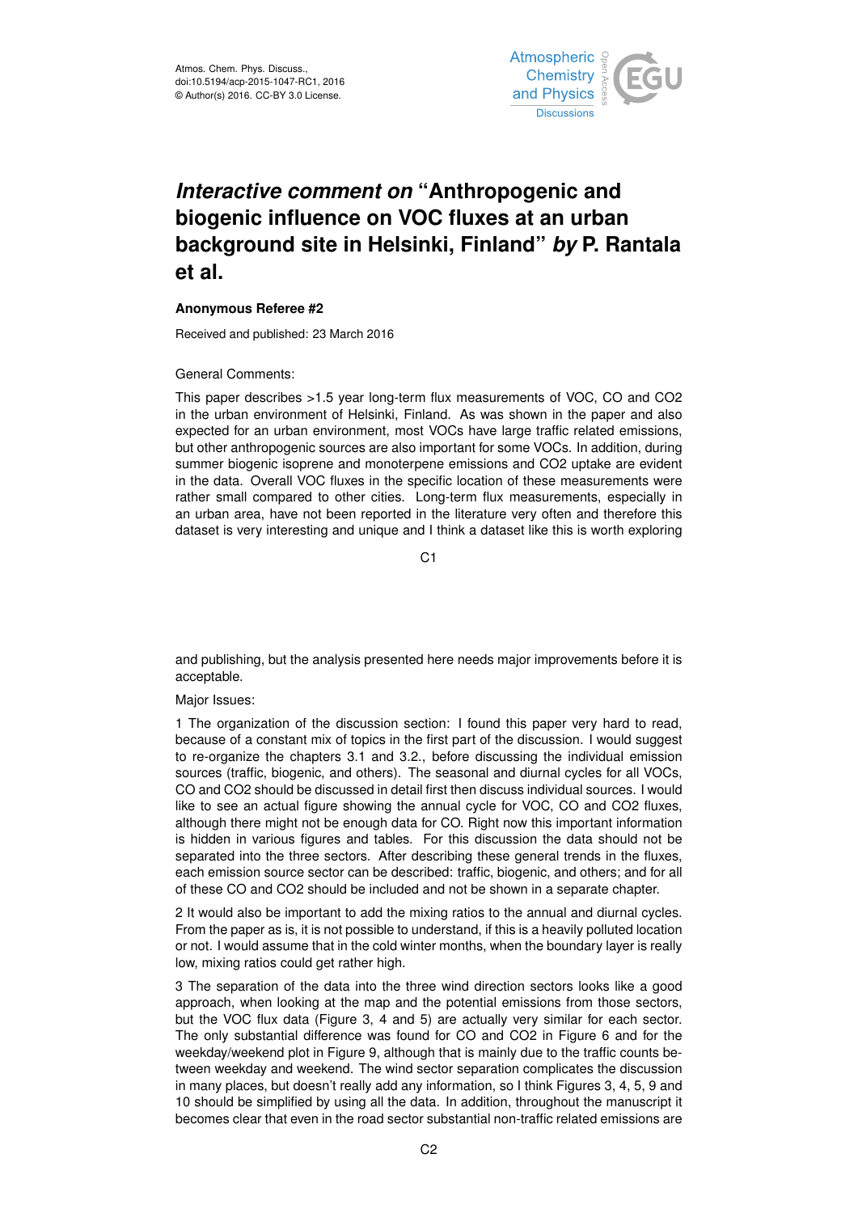Atmos. Chem. Phys. Discuss.,
doi:10.5194/acp-2015-1047-RC1, 2016
© Author(s) 2016. CC-BY 3.0 License.

# *Interactive comment on* "Anthropogenic and biogenic influence on VOC fluxes at an urban background site in Helsinki, Finland" *by* P. Rantala et al.

**Anonymous Referee #2**

Received and published: 23 March 2016

General Comments:

This paper describes >1.5 year long-term flux measurements of VOC, CO and CO2 in the urban environment of Helsinki, Finland. As was shown in the paper and also expected for an urban environment, most VOCs have large traffic related emissions, but other anthropogenic sources are also important for some VOCs. In addition, during summer biogenic isoprene and monoterpene emissions and CO2 uptake are evident in the data. Overall VOC fluxes in the specific location of these measurements were rather small compared to other cities. Long-term flux measurements, especially in an urban area, have not been reported in the literature very often and therefore this dataset is very interesting and unique and I think a dataset like this is worth exploring and publishing, but the analysis presented here needs major improvements before it is acceptable.

Major Issues:

1 The organization of the discussion section: I found this paper very hard to read, because of a constant mix of topics in the first part of the discussion. I would suggest to re-organize the chapters 3.1 and 3.2., before discussing the individual emission sources (traffic, biogenic, and others). The seasonal and diurnal cycles for all VOCs, CO and CO2 should be discussed in detail first then discuss individual sources. I would like to see an actual figure showing the annual cycle for VOC, CO and CO2 fluxes, although there might not be enough data for CO. Right now this important information is hidden in various figures and tables. For this discussion the data should not be separated into the three sectors. After describing these general trends in the fluxes, each emission source sector can be described: traffic, biogenic, and others; and for all of these CO and CO2 should be included and not be shown in a separate chapter.

2 It would also be important to add the mixing ratios to the annual and diurnal cycles. From the paper as is, it is not possible to understand, if this is a heavily polluted location or not. I would assume that in the cold winter months, when the boundary layer is really low, mixing ratios could get rather high.

3 The separation of the data into the three wind direction sectors looks like a good approach, when looking at the map and the potential emissions from those sectors, but the VOC flux data (Figure 3, 4 and 5) are actually very similar for each sector. The only substantial difference was found for CO and CO2 in Figure 6 and for the weekday/weekend plot in Figure 9, although that is mainly due to the traffic counts between weekday and weekend. The wind sector separation complicates the discussion in many places, but doesn't really add any information, so I think Figures 3, 4, 5, 9 and 10 should be simplified by using all the data. In addition, throughout the manuscript it becomes clear that even in the road sector substantial non-traffic related emissions are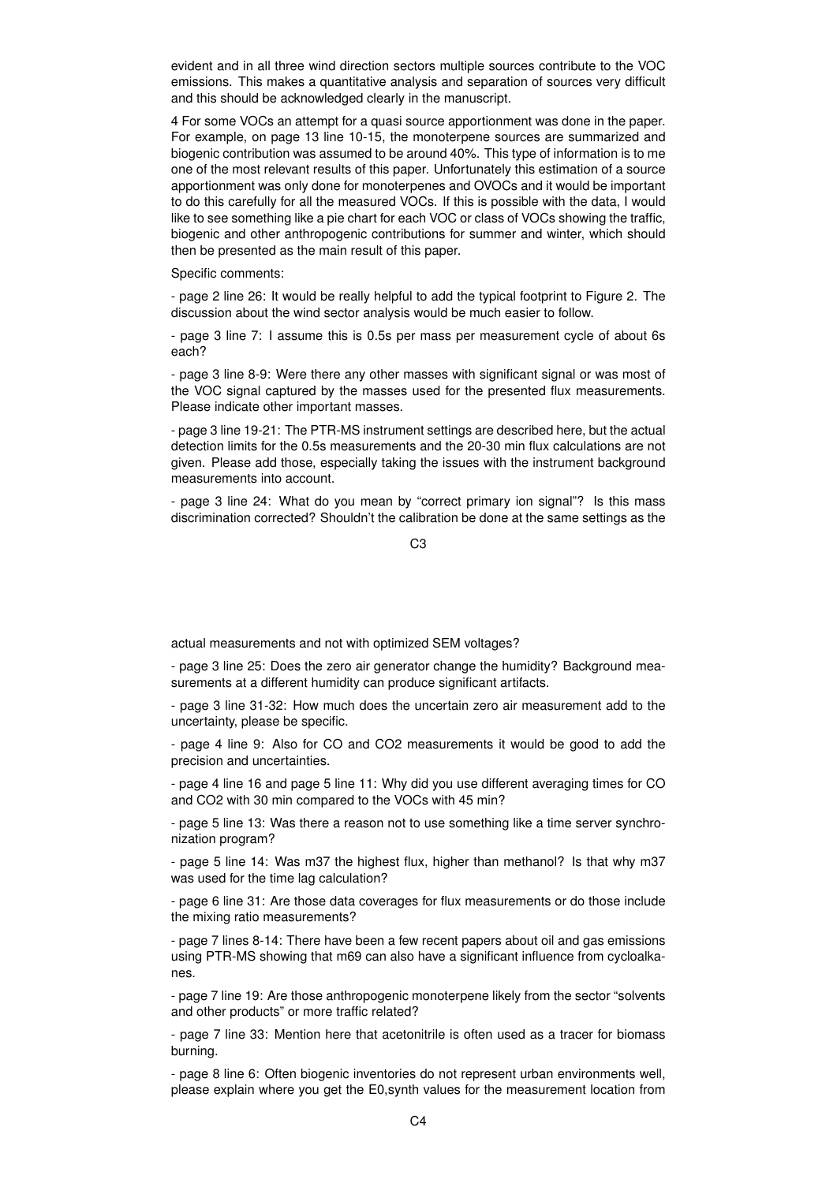evident and in all three wind direction sectors multiple sources contribute to the VOC emissions. This makes a quantitative analysis and separation of sources very difficult and this should be acknowledged clearly in the manuscript.

4 For some VOCs an attempt for a quasi source apportionment was done in the paper. For example, on page 13 line 10-15, the monoterpene sources are summarized and biogenic contribution was assumed to be around 40%. This type of information is to me one of the most relevant results of this paper. Unfortunately this estimation of a source apportionment was only done for monoterpenes and OVOCs and it would be important to do this carefully for all the measured VOCs. If this is possible with the data, I would like to see something like a pie chart for each VOC or class of VOCs showing the traffic, biogenic and other anthropogenic contributions for summer and winter, which should then be presented as the main result of this paper.

Specific comments:

- page 2 line 26: It would be really helpful to add the typical footprint to Figure 2. The discussion about the wind sector analysis would be much easier to follow.

- page 3 line 7: I assume this is 0.5s per mass per measurement cycle of about 6s each?

- page 3 line 8-9: Were there any other masses with significant signal or was most of the VOC signal captured by the masses used for the presented flux measurements. Please indicate other important masses.

- page 3 line 19-21: The PTR-MS instrument settings are described here, but the actual detection limits for the 0.5s measurements and the 20-30 min flux calculations are not given. Please add those, especially taking the issues with the instrument background measurements into account.

- page 3 line 24: What do you mean by "correct primary ion signal"? Is this mass discrimination corrected? Shouldn't the calibration be done at the same settings as the actual measurements and not with optimized SEM voltages?

- page 3 line 25: Does the zero air generator change the humidity? Background measurements at a different humidity can produce significant artifacts.

- page 3 line 31-32: How much does the uncertain zero air measurement add to the uncertainty, please be specific.

- page 4 line 9: Also for CO and CO2 measurements it would be good to add the precision and uncertainties.

- page 4 line 16 and page 5 line 11: Why did you use different averaging times for CO and CO2 with 30 min compared to the VOCs with 45 min?

- page 5 line 13: Was there a reason not to use something like a time server synchronization program?

- page 5 line 14: Was m37 the highest flux, higher than methanol? Is that why m37 was used for the time lag calculation?

- page 6 line 31: Are those data coverages for flux measurements or do those include the mixing ratio measurements?

- page 7 lines 8-14: There have been a few recent papers about oil and gas emissions using PTR-MS showing that m69 can also have a significant influence from cycloalkanes.

- page 7 line 19: Are those anthropogenic monoterpene likely from the sector "solvents and other products" or more traffic related?

- page 7 line 33: Mention here that acetonitrile is often used as a tracer for biomass burning.

- page 8 line 6: Often biogenic inventories do not represent urban environments well, please explain where you get the $E_{0,synth}$ values for the measurement location from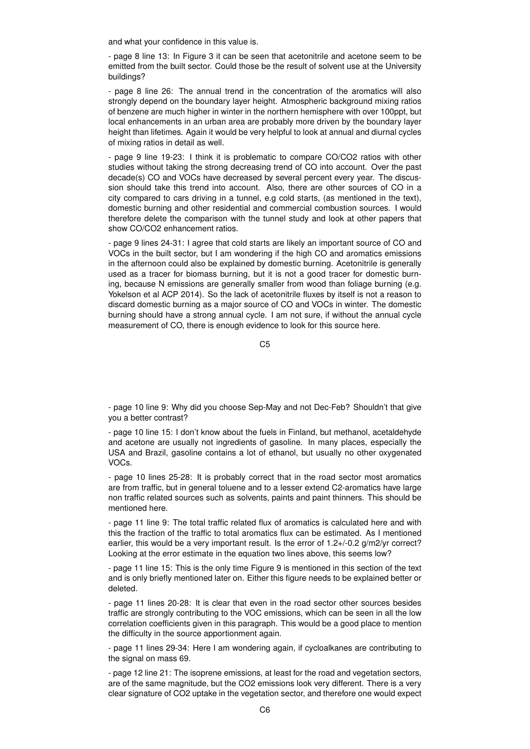and what your confidence in this value is.

- page 8 line 13: In Figure 3 it can be seen that acetonitrile and acetone seem to be emitted from the built sector. Could those be the result of solvent use at the University buildings?

- page 8 line 26: The annual trend in the concentration of the aromatics will also strongly depend on the boundary layer height. Atmospheric background mixing ratios of benzene are much higher in winter in the northern hemisphere with over 100ppt, but local enhancements in an urban area are probably more driven by the boundary layer height than lifetimes. Again it would be very helpful to look at annual and diurnal cycles of mixing ratios in detail as well.

- page 9 line 19-23: I think it is problematic to compare CO/CO2 ratios with other studies without taking the strong decreasing trend of CO into account. Over the past decade(s) CO and VOCs have decreased by several percent every year. The discussion should take this trend into account. Also, there are other sources of CO in a city compared to cars driving in a tunnel, e.g cold starts, (as mentioned in the text), domestic burning and other residential and commercial combustion sources. I would therefore delete the comparison with the tunnel study and look at other papers that show CO/CO2 enhancement ratios.

- page 9 lines 24-31: I agree that cold starts are likely an important source of CO and VOCs in the built sector, but I am wondering if the high CO and aromatics emissions in the afternoon could also be explained by domestic burning. Acetonitrile is generally used as a tracer for biomass burning, but it is not a good tracer for domestic burning, because N emissions are generally smaller from wood than foliage burning (e.g. Yokelson et al ACP 2014). So the lack of acetonitrile fluxes by itself is not a reason to discard domestic burning as a major source of CO and VOCs in winter. The domestic burning should have a strong annual cycle. I am not sure, if without the annual cycle measurement of CO, there is enough evidence to look for this source here.

- page 10 line 9: Why did you choose Sep-May and not Dec-Feb? Shouldn't that give you a better contrast?

- page 10 line 15: I don't know about the fuels in Finland, but methanol, acetaldehyde and acetone are usually not ingredients of gasoline. In many places, especially the USA and Brazil, gasoline contains a lot of ethanol, but usually no other oxygenated VOCs.

- page 10 lines 25-28: It is probably correct that in the road sector most aromatics are from traffic, but in general toluene and to a lesser extend C2-aromatics have large non traffic related sources such as solvents, paints and paint thinners. This should be mentioned here.

- page 11 line 9: The total traffic related flux of aromatics is calculated here and with this the fraction of the traffic to total aromatics flux can be estimated. As I mentioned earlier, this would be a very important result. Is the error of 1.2+/-0.2 g/m2/yr correct? Looking at the error estimate in the equation two lines above, this seems low?

- page 11 line 15: This is the only time Figure 9 is mentioned in this section of the text and is only briefly mentioned later on. Either this figure needs to be explained better or deleted.

- page 11 lines 20-28: It is clear that even in the road sector other sources besides traffic are strongly contributing to the VOC emissions, which can be seen in all the low correlation coefficients given in this paragraph. This would be a good place to mention the difficulty in the source apportionment again.

- page 11 lines 29-34: Here I am wondering again, if cycloalkanes are contributing to the signal on mass 69.

- page 12 line 21: The isoprene emissions, at least for the road and vegetation sectors, are of the same magnitude, but the CO2 emissions look very different. There is a very clear signature of CO2 uptake in the vegetation sector, and therefore one would expect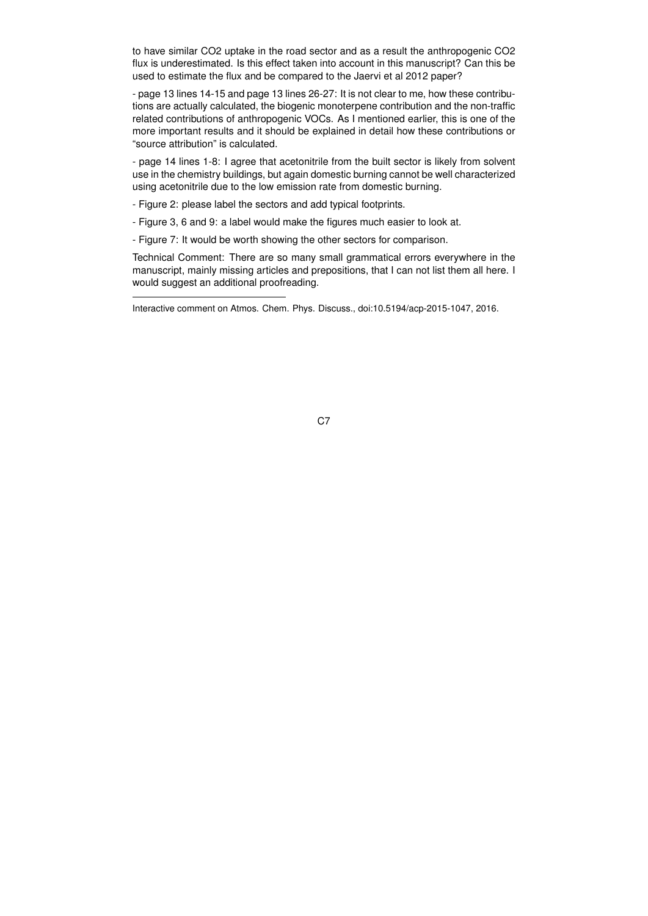to have similar $CO_2$ uptake in the road sector and as a result the anthropogenic $CO_2$ flux is underestimated. Is this effect taken into account in this manuscript? Can this be used to estimate the flux and be compared to the Jaervi et al 2012 paper?

- page 13 lines 14-15 and page 13 lines 26-27: It is not clear to me, how these contributions are actually calculated, the biogenic monoterpene contribution and the non-traffic related contributions of anthropogenic VOCs. As I mentioned earlier, this is one of the more important results and it should be explained in detail how these contributions or "source attribution" is calculated.

- page 14 lines 1-8: I agree that acetonitrile from the built sector is likely from solvent use in the chemistry buildings, but again domestic burning cannot be well characterized using acetonitrile due to the low emission rate from domestic burning.

- Figure 2: please label the sectors and add typical footprints.

- Figure 3, 6 and 9: a label would make the figures much easier to look at.

- Figure 7: It would be worth showing the other sectors for comparison.

Technical Comment: There are so many small grammatical errors everywhere in the manuscript, mainly missing articles and prepositions, that I can not list them all here. I would suggest an additional proofreading.

---

Interactive comment on Atmos. Chem. Phys. Discuss., doi:10.5194/acp-2015-1047, 2016.